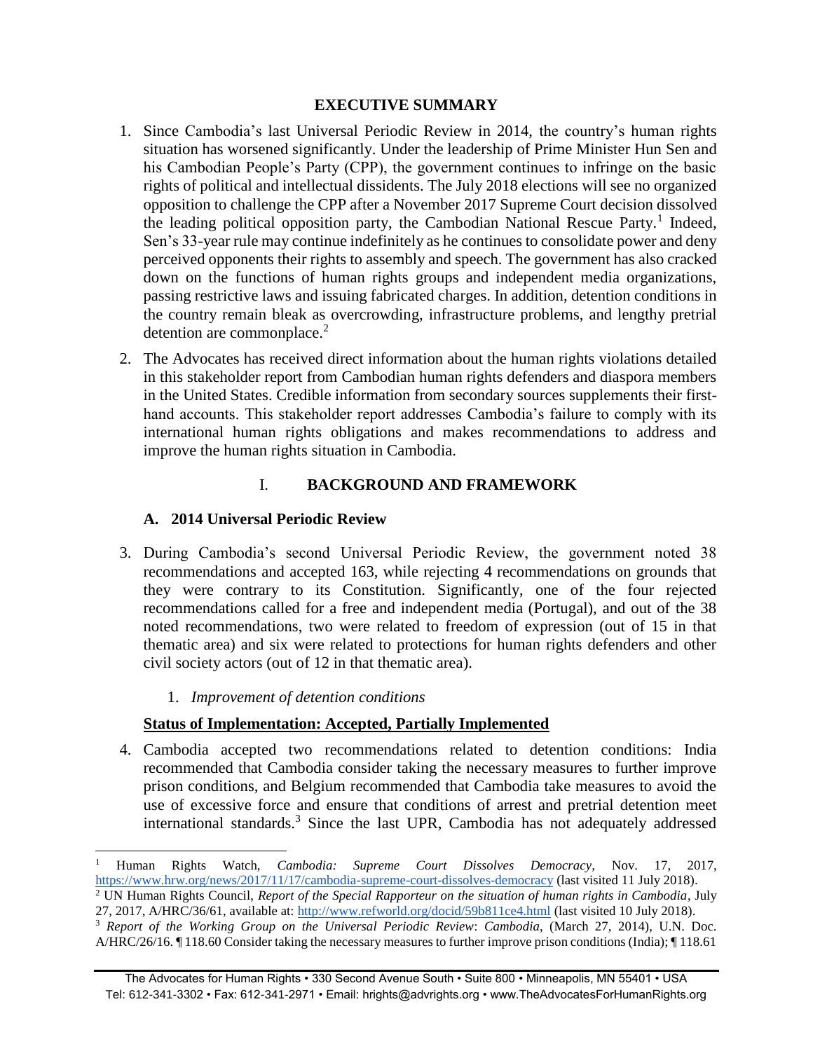## EXECUTIVE SUMMARY

1. Since Cambodia's last Universal Periodic Review in 2014, the country's human rights situation has worsened significantly. Under the leadership of Prime Minister Hun Sen and his Cambodian People's Party (CPP), the government continues to infringe on the basic rights of political and intellectual dissidents. The July 2018 elections will see no organized opposition to challenge the CPP after a November 2017 Supreme Court decision dissolved the leading political opposition party, the Cambodian National Rescue Party.[1] Indeed, Sen's 33-year rule may continue indefinitely as he continues to consolidate power and deny perceived opponents their rights to assembly and speech. The government has also cracked down on the functions of human rights groups and independent media organizations, passing restrictive laws and issuing fabricated charges. In addition, detention conditions in the country remain bleak as overcrowding, infrastructure problems, and lengthy pretrial detention are commonplace.[2]

2. The Advocates has received direct information about the human rights violations detailed in this stakeholder report from Cambodian human rights defenders and diaspora members in the United States. Credible information from secondary sources supplements their first-hand accounts. This stakeholder report addresses Cambodia's failure to comply with its international human rights obligations and makes recommendations to address and improve the human rights situation in Cambodia.

## I. BACKGROUND AND FRAMEWORK

### A. 2014 Universal Periodic Review

3. During Cambodia's second Universal Periodic Review, the government noted 38 recommendations and accepted 163, while rejecting 4 recommendations on grounds that they were contrary to its Constitution. Significantly, one of the four rejected recommendations called for a free and independent media (Portugal), and out of the 38 noted recommendations, two were related to freedom of expression (out of 15 in that thematic area) and six were related to protections for human rights defenders and other civil society actors (out of 12 in that thematic area).

#### 1. *Improvement of detention conditions*

**Status of Implementation: Accepted, Partially Implemented**

4. Cambodia accepted two recommendations related to detention conditions: India recommended that Cambodia consider taking the necessary measures to further improve prison conditions, and Belgium recommended that Cambodia take measures to avoid the use of excessive force and ensure that conditions of arrest and pretrial detention meet international standards.[3] Since the last UPR, Cambodia has not adequately addressed

---

[1] Human Rights Watch, *Cambodia: Supreme Court Dissolves Democracy*, Nov. 17, 2017, https://www.hrw.org/news/2017/11/17/cambodia-supreme-court-dissolves-democracy (last visited 11 July 2018).

[2] UN Human Rights Council, *Report of the Special Rapporteur on the situation of human rights in Cambodia*, July 27, 2017, A/HRC/36/61, available at: http://www.refworld.org/docid/59b811ce4.html (last visited 10 July 2018).

[3] *Report of the Working Group on the Universal Periodic Review*: *Cambodia*, (March 27, 2014), U.N. Doc. A/HRC/26/16. ¶ 118.60 Consider taking the necessary measures to further improve prison conditions (India); ¶ 118.61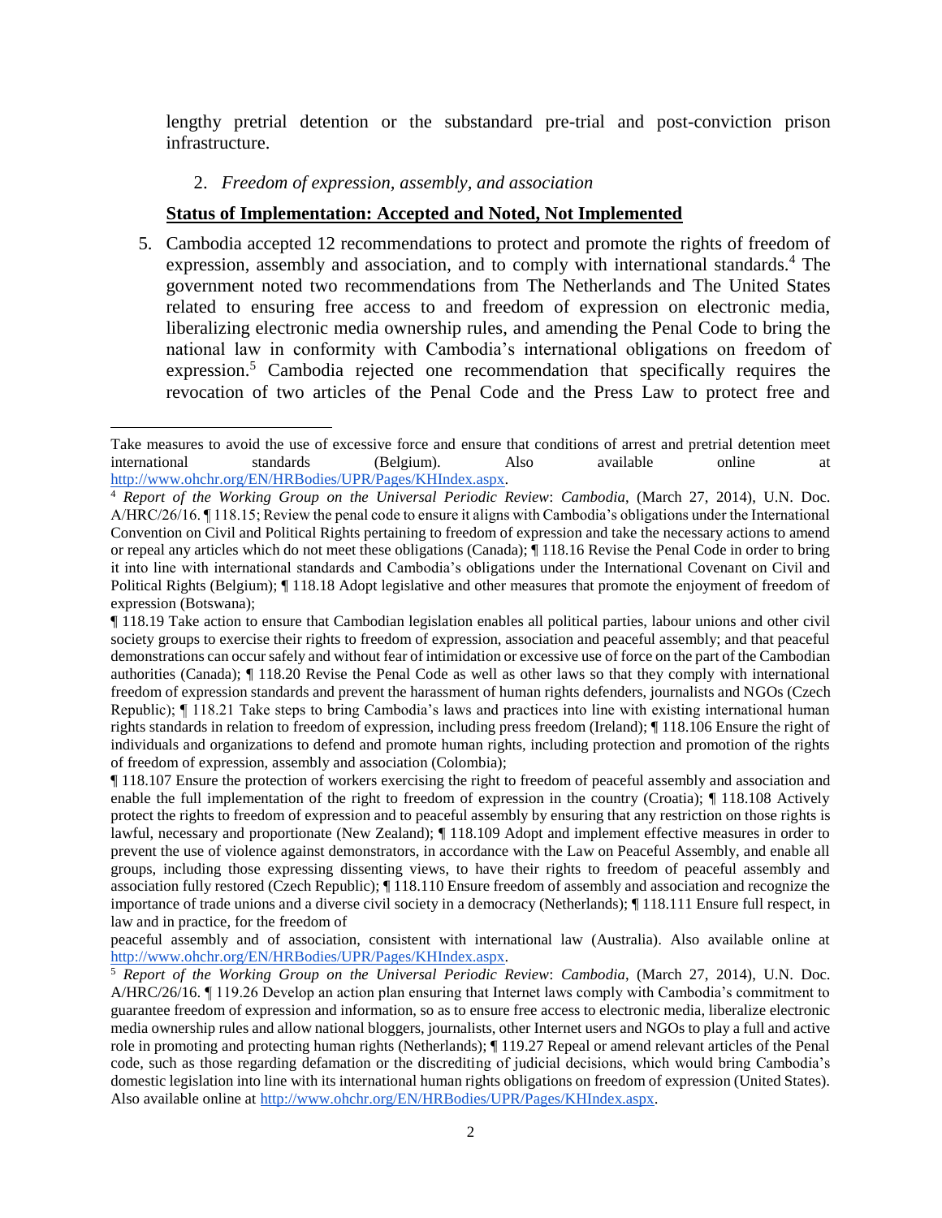lengthy pretrial detention or the substandard pre-trial and post-conviction prison infrastructure.

2. *Freedom of expression, assembly, and association*

**Status of Implementation: Accepted and Noted, Not Implemented**

5. Cambodia accepted 12 recommendations to protect and promote the rights of freedom of expression, assembly and association, and to comply with international standards.[4] The government noted two recommendations from The Netherlands and The United States related to ensuring free access to and freedom of expression on electronic media, liberalizing electronic media ownership rules, and amending the Penal Code to bring the national law in conformity with Cambodia's international obligations on freedom of expression.[5] Cambodia rejected one recommendation that specifically requires the revocation of two articles of the Penal Code and the Press Law to protect free and

---

Take measures to avoid the use of excessive force and ensure that conditions of arrest and pretrial detention meet international standards (Belgium). Also available online at http://www.ohchr.org/EN/HRBodies/UPR/Pages/KHIndex.aspx.

[4] *Report of the Working Group on the Universal Periodic Review*: *Cambodia*, (March 27, 2014), U.N. Doc. A/HRC/26/16. ¶ 118.15; Review the penal code to ensure it aligns with Cambodia's obligations under the International Convention on Civil and Political Rights pertaining to freedom of expression and take the necessary actions to amend or repeal any articles which do not meet these obligations (Canada); ¶ 118.16 Revise the Penal Code in order to bring it into line with international standards and Cambodia's obligations under the International Covenant on Civil and Political Rights (Belgium); ¶ 118.18 Adopt legislative and other measures that promote the enjoyment of freedom of expression (Botswana);

¶ 118.19 Take action to ensure that Cambodian legislation enables all political parties, labour unions and other civil society groups to exercise their rights to freedom of expression, association and peaceful assembly; and that peaceful demonstrations can occur safely and without fear of intimidation or excessive use of force on the part of the Cambodian authorities (Canada); ¶ 118.20 Revise the Penal Code as well as other laws so that they comply with international freedom of expression standards and prevent the harassment of human rights defenders, journalists and NGOs (Czech Republic); ¶ 118.21 Take steps to bring Cambodia's laws and practices into line with existing international human rights standards in relation to freedom of expression, including press freedom (Ireland); ¶ 118.106 Ensure the right of individuals and organizations to defend and promote human rights, including protection and promotion of the rights of freedom of expression, assembly and association (Colombia);

¶ 118.107 Ensure the protection of workers exercising the right to freedom of peaceful assembly and association and enable the full implementation of the right to freedom of expression in the country (Croatia); ¶ 118.108 Actively protect the rights to freedom of expression and to peaceful assembly by ensuring that any restriction on those rights is lawful, necessary and proportionate (New Zealand); ¶ 118.109 Adopt and implement effective measures in order to prevent the use of violence against demonstrators, in accordance with the Law on Peaceful Assembly, and enable all groups, including those expressing dissenting views, to have their rights to freedom of peaceful assembly and association fully restored (Czech Republic); ¶ 118.110 Ensure freedom of assembly and association and recognize the importance of trade unions and a diverse civil society in a democracy (Netherlands); ¶ 118.111 Ensure full respect, in law and in practice, for the freedom of peaceful assembly and of association, consistent with international law (Australia). Also available online at http://www.ohchr.org/EN/HRBodies/UPR/Pages/KHIndex.aspx.

[5] *Report of the Working Group on the Universal Periodic Review*: *Cambodia*, (March 27, 2014), U.N. Doc. A/HRC/26/16. ¶ 119.26 Develop an action plan ensuring that Internet laws comply with Cambodia's commitment to guarantee freedom of expression and information, so as to ensure free access to electronic media, liberalize electronic media ownership rules and allow national bloggers, journalists, other Internet users and NGOs to play a full and active role in promoting and protecting human rights (Netherlands); ¶ 119.27 Repeal or amend relevant articles of the Penal code, such as those regarding defamation or the discrediting of judicial decisions, which would bring Cambodia's domestic legislation into line with its international human rights obligations on freedom of expression (United States). Also available online at http://www.ohchr.org/EN/HRBodies/UPR/Pages/KHIndex.aspx.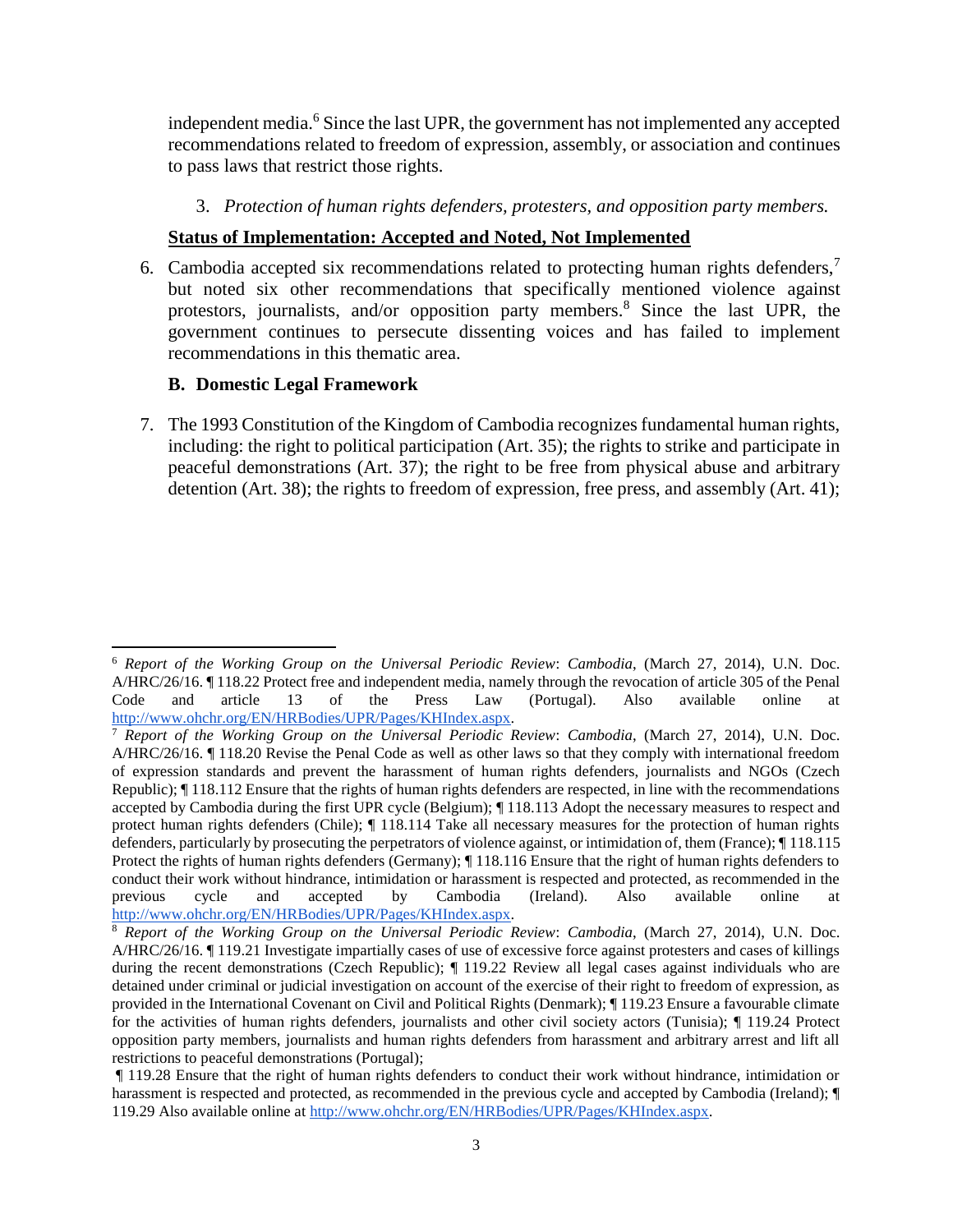independent media.[6] Since the last UPR, the government has not implemented any accepted recommendations related to freedom of expression, assembly, or association and continues to pass laws that restrict those rights.

3. *Protection of human rights defenders, protesters, and opposition party members.*

**Status of Implementation: Accepted and Noted, Not Implemented**

6. Cambodia accepted six recommendations related to protecting human rights defenders,[7] but noted six other recommendations that specifically mentioned violence against protestors, journalists, and/or opposition party members.[8] Since the last UPR, the government continues to persecute dissenting voices and has failed to implement recommendations in this thematic area.

### B. Domestic Legal Framework

7. The 1993 Constitution of the Kingdom of Cambodia recognizes fundamental human rights, including: the right to political participation (Art. 35); the rights to strike and participate in peaceful demonstrations (Art. 37); the right to be free from physical abuse and arbitrary detention (Art. 38); the rights to freedom of expression, free press, and assembly (Art. 41);

---

[6] *Report of the Working Group on the Universal Periodic Review*: *Cambodia*, (March 27, 2014), U.N. Doc. A/HRC/26/16. ¶ 118.22 Protect free and independent media, namely through the revocation of article 305 of the Penal Code and article 13 of the Press Law (Portugal). Also available online at http://www.ohchr.org/EN/HRBodies/UPR/Pages/KHIndex.aspx.

[7] *Report of the Working Group on the Universal Periodic Review*: *Cambodia*, (March 27, 2014), U.N. Doc. A/HRC/26/16. ¶ 118.20 Revise the Penal Code as well as other laws so that they comply with international freedom of expression standards and prevent the harassment of human rights defenders, journalists and NGOs (Czech Republic); ¶ 118.112 Ensure that the rights of human rights defenders are respected, in line with the recommendations accepted by Cambodia during the first UPR cycle (Belgium); ¶ 118.113 Adopt the necessary measures to respect and protect human rights defenders (Chile); ¶ 118.114 Take all necessary measures for the protection of human rights defenders, particularly by prosecuting the perpetrators of violence against, or intimidation of, them (France); ¶ 118.115 Protect the rights of human rights defenders (Germany); ¶ 118.116 Ensure that the right of human rights defenders to conduct their work without hindrance, intimidation or harassment is respected and protected, as recommended in the previous cycle and accepted by Cambodia (Ireland). Also available online at http://www.ohchr.org/EN/HRBodies/UPR/Pages/KHIndex.aspx.

[8] *Report of the Working Group on the Universal Periodic Review*: *Cambodia*, (March 27, 2014), U.N. Doc. A/HRC/26/16. ¶ 119.21 Investigate impartially cases of use of excessive force against protesters and cases of killings during the recent demonstrations (Czech Republic); ¶ 119.22 Review all legal cases against individuals who are detained under criminal or judicial investigation on account of the exercise of their right to freedom of expression, as provided in the International Covenant on Civil and Political Rights (Denmark); ¶ 119.23 Ensure a favourable climate for the activities of human rights defenders, journalists and other civil society actors (Tunisia); ¶ 119.24 Protect opposition party members, journalists and human rights defenders from harassment and arbitrary arrest and lift all restrictions to peaceful demonstrations (Portugal);

¶ 119.28 Ensure that the right of human rights defenders to conduct their work without hindrance, intimidation or harassment is respected and protected, as recommended in the previous cycle and accepted by Cambodia (Ireland); ¶ 119.29 Also available online at http://www.ohchr.org/EN/HRBodies/UPR/Pages/KHIndex.aspx.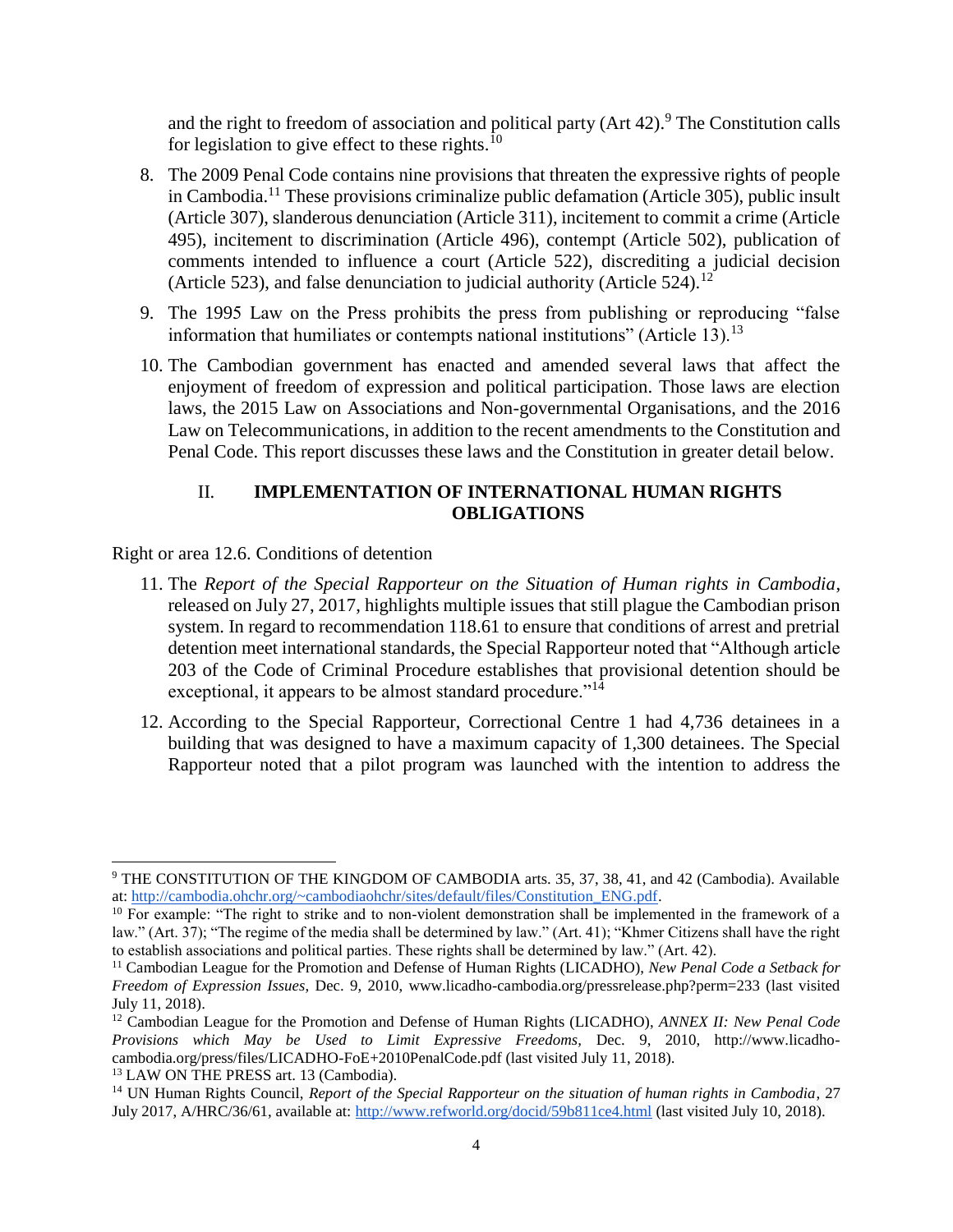and the right to freedom of association and political party (Art 42).[9] The Constitution calls for legislation to give effect to these rights.[10]

8. The 2009 Penal Code contains nine provisions that threaten the expressive rights of people in Cambodia.[11] These provisions criminalize public defamation (Article 305), public insult (Article 307), slanderous denunciation (Article 311), incitement to commit a crime (Article 495), incitement to discrimination (Article 496), contempt (Article 502), publication of comments intended to influence a court (Article 522), discrediting a judicial decision (Article 523), and false denunciation to judicial authority (Article 524).[12]

9. The 1995 Law on the Press prohibits the press from publishing or reproducing "false information that humiliates or contempts national institutions" (Article 13).[13]

10. The Cambodian government has enacted and amended several laws that affect the enjoyment of freedom of expression and political participation. Those laws are election laws, the 2015 Law on Associations and Non-governmental Organisations, and the 2016 Law on Telecommunications, in addition to the recent amendments to the Constitution and Penal Code. This report discusses these laws and the Constitution in greater detail below.

## II. IMPLEMENTATION OF INTERNATIONAL HUMAN RIGHTS OBLIGATIONS

Right or area 12.6. Conditions of detention

11. The *Report of the Special Rapporteur on the Situation of Human rights in Cambodia*, released on July 27, 2017, highlights multiple issues that still plague the Cambodian prison system. In regard to recommendation 118.61 to ensure that conditions of arrest and pretrial detention meet international standards, the Special Rapporteur noted that "Although article 203 of the Code of Criminal Procedure establishes that provisional detention should be exceptional, it appears to be almost standard procedure."[14]

12. According to the Special Rapporteur, Correctional Centre 1 had 4,736 detainees in a building that was designed to have a maximum capacity of 1,300 detainees. The Special Rapporteur noted that a pilot program was launched with the intention to address the

---

[9] THE CONSTITUTION OF THE KINGDOM OF CAMBODIA arts. 35, 37, 38, 41, and 42 (Cambodia). Available at: http://cambodia.ohchr.org/~cambodiaohchr/sites/default/files/Constitution_ENG.pdf.

[10] For example: "The right to strike and to non-violent demonstration shall be implemented in the framework of a law." (Art. 37); "The regime of the media shall be determined by law." (Art. 41); "Khmer Citizens shall have the right to establish associations and political parties. These rights shall be determined by law." (Art. 42).

[11] Cambodian League for the Promotion and Defense of Human Rights (LICADHO), *New Penal Code a Setback for Freedom of Expression Issues*, Dec. 9, 2010, www.licadho-cambodia.org/pressrelease.php?perm=233 (last visited July 11, 2018).

[12] Cambodian League for the Promotion and Defense of Human Rights (LICADHO), *ANNEX II: New Penal Code Provisions which May be Used to Limit Expressive Freedoms*, Dec. 9, 2010, http://www.licadho-cambodia.org/press/files/LICADHO-FoE+2010PenalCode.pdf (last visited July 11, 2018).

[13] LAW ON THE PRESS art. 13 (Cambodia).

[14] UN Human Rights Council, *Report of the Special Rapporteur on the situation of human rights in Cambodia*, 27 July 2017, A/HRC/36/61, available at: http://www.refworld.org/docid/59b811ce4.html (last visited July 10, 2018).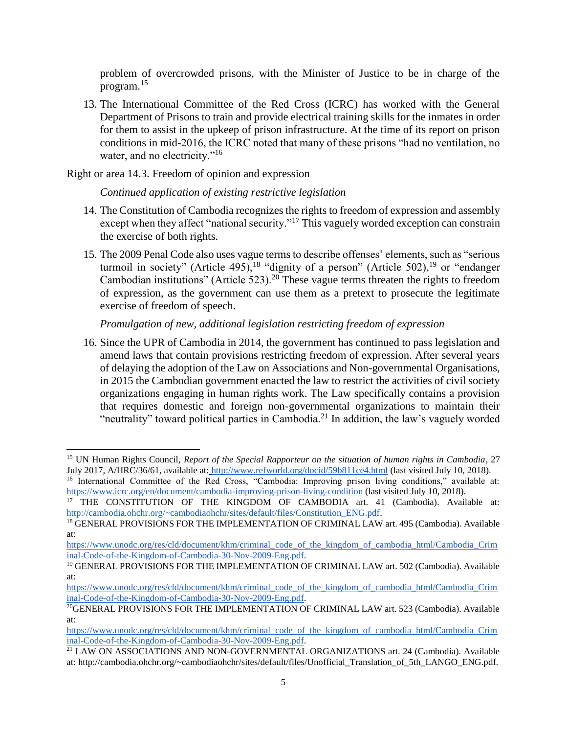problem of overcrowded prisons, with the Minister of Justice to be in charge of the program.[15]

13. The International Committee of the Red Cross (ICRC) has worked with the General Department of Prisons to train and provide electrical training skills for the inmates in order for them to assist in the upkeep of prison infrastructure. At the time of its report on prison conditions in mid-2016, the ICRC noted that many of these prisons "had no ventilation, no water, and no electricity."[16]

Right or area 14.3. Freedom of opinion and expression

*Continued application of existing restrictive legislation*

14. The Constitution of Cambodia recognizes the rights to freedom of expression and assembly except when they affect "national security."[17] This vaguely worded exception can constrain the exercise of both rights.

15. The 2009 Penal Code also uses vague terms to describe offenses' elements, such as "serious turmoil in society" (Article 495),[18] "dignity of a person" (Article 502),[19] or "endanger Cambodian institutions" (Article 523).[20] These vague terms threaten the rights to freedom of expression, as the government can use them as a pretext to prosecute the legitimate exercise of freedom of speech.

*Promulgation of new, additional legislation restricting freedom of expression*

16. Since the UPR of Cambodia in 2014, the government has continued to pass legislation and amend laws that contain provisions restricting freedom of expression. After several years of delaying the adoption of the Law on Associations and Non-governmental Organisations, in 2015 the Cambodian government enacted the law to restrict the activities of civil society organizations engaging in human rights work. The Law specifically contains a provision that requires domestic and foreign non-governmental organizations to maintain their "neutrality" toward political parties in Cambodia.[21] In addition, the law's vaguely worded

---

[15] UN Human Rights Council, *Report of the Special Rapporteur on the situation of human rights in Cambodia*, 27 July 2017, A/HRC/36/61, available at: http://www.refworld.org/docid/59b811ce4.html (last visited July 10, 2018).

[16] International Committee of the Red Cross, "Cambodia: Improving prison living conditions," available at: https://www.icrc.org/en/document/cambodia-improving-prison-living-condition (last visited July 10, 2018).

[17] THE CONSTITUTION OF THE KINGDOM OF CAMBODIA art. 41 (Cambodia). Available at: http://cambodia.ohchr.org/~cambodiaohchr/sites/default/files/Constitution_ENG.pdf.

[18] GENERAL PROVISIONS FOR THE IMPLEMENTATION OF CRIMINAL LAW art. 495 (Cambodia). Available at: https://www.unodc.org/res/cld/document/khm/criminal_code_of_the_kingdom_of_cambodia_html/Cambodia_Criminal-Code-of-the-Kingdom-of-Cambodia-30-Nov-2009-Eng.pdf.

[19] GENERAL PROVISIONS FOR THE IMPLEMENTATION OF CRIMINAL LAW art. 502 (Cambodia). Available at: https://www.unodc.org/res/cld/document/khm/criminal_code_of_the_kingdom_of_cambodia_html/Cambodia_Criminal-Code-of-the-Kingdom-of-Cambodia-30-Nov-2009-Eng.pdf.

[20] GENERAL PROVISIONS FOR THE IMPLEMENTATION OF CRIMINAL LAW art. 523 (Cambodia). Available at: https://www.unodc.org/res/cld/document/khm/criminal_code_of_the_kingdom_of_cambodia_html/Cambodia_Criminal-Code-of-the-Kingdom-of-Cambodia-30-Nov-2009-Eng.pdf.

[21] LAW ON ASSOCIATIONS AND NON-GOVERNMENTAL ORGANIZATIONS art. 24 (Cambodia). Available at: http://cambodia.ohchr.org/~cambodiaohchr/sites/default/files/Unofficial_Translation_of_5th_LANGO_ENG.pdf.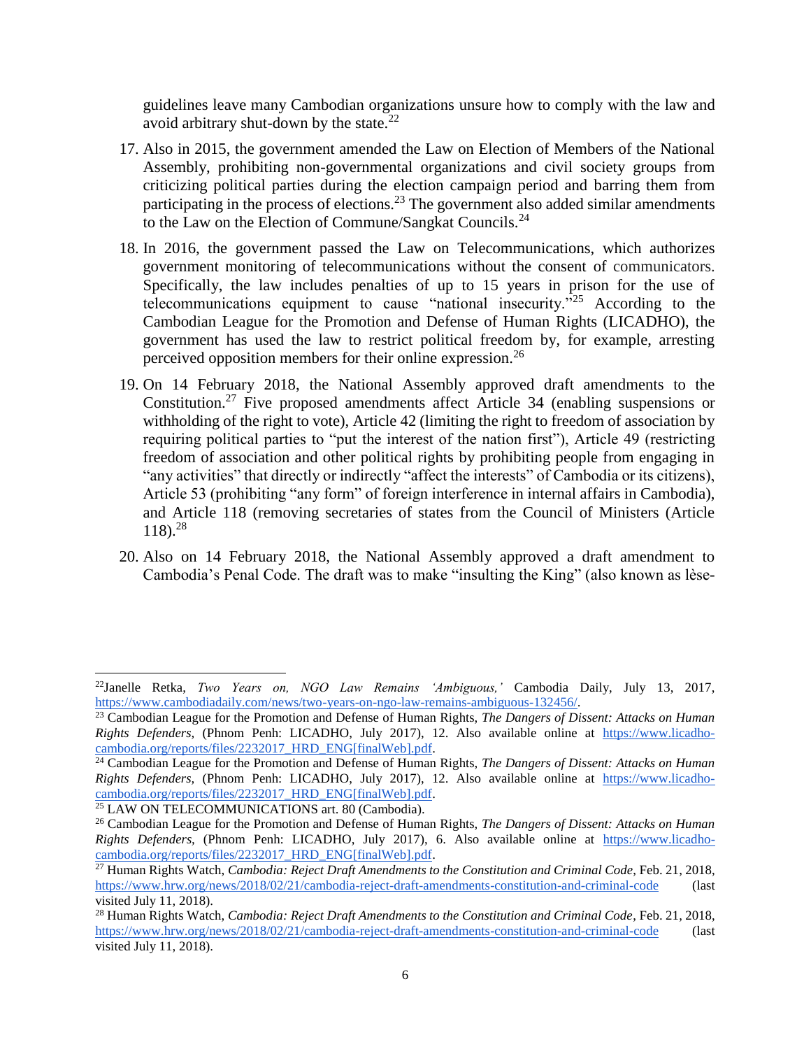guidelines leave many Cambodian organizations unsure how to comply with the law and avoid arbitrary shut-down by the state.[22]

17. Also in 2015, the government amended the Law on Election of Members of the National Assembly, prohibiting non-governmental organizations and civil society groups from criticizing political parties during the election campaign period and barring them from participating in the process of elections.[23] The government also added similar amendments to the Law on the Election of Commune/Sangkat Councils.[24]

18. In 2016, the government passed the Law on Telecommunications, which authorizes government monitoring of telecommunications without the consent of communicators. Specifically, the law includes penalties of up to 15 years in prison for the use of telecommunications equipment to cause "national insecurity."[25] According to the Cambodian League for the Promotion and Defense of Human Rights (LICADHO), the government has used the law to restrict political freedom by, for example, arresting perceived opposition members for their online expression.[26]

19. On 14 February 2018, the National Assembly approved draft amendments to the Constitution.[27] Five proposed amendments affect Article 34 (enabling suspensions or withholding of the right to vote), Article 42 (limiting the right to freedom of association by requiring political parties to "put the interest of the nation first"), Article 49 (restricting freedom of association and other political rights by prohibiting people from engaging in "any activities" that directly or indirectly "affect the interests" of Cambodia or its citizens), Article 53 (prohibiting "any form" of foreign interference in internal affairs in Cambodia), and Article 118 (removing secretaries of states from the Council of Ministers (Article 118).[28]

20. Also on 14 February 2018, the National Assembly approved a draft amendment to Cambodia's Penal Code. The draft was to make "insulting the King" (also known as lèse-

---

[22] Janelle Retka, *Two Years on, NGO Law Remains 'Ambiguous,'* Cambodia Daily, July 13, 2017, https://www.cambodiadaily.com/news/two-years-on-ngo-law-remains-ambiguous-132456/.

[23] Cambodian League for the Promotion and Defense of Human Rights, *The Dangers of Dissent: Attacks on Human Rights Defenders,* (Phnom Penh: LICADHO, July 2017), 12. Also available online at https://www.licadho-cambodia.org/reports/files/2232017_HRD_ENG[finalWeb].pdf.

[24] Cambodian League for the Promotion and Defense of Human Rights, *The Dangers of Dissent: Attacks on Human Rights Defenders,* (Phnom Penh: LICADHO, July 2017), 12. Also available online at https://www.licadho-cambodia.org/reports/files/2232017_HRD_ENG[finalWeb].pdf.

[25] LAW ON TELECOMMUNICATIONS art. 80 (Cambodia).

[26] Cambodian League for the Promotion and Defense of Human Rights, *The Dangers of Dissent: Attacks on Human Rights Defenders,* (Phnom Penh: LICADHO, July 2017), 6. Also available online at https://www.licadho-cambodia.org/reports/files/2232017_HRD_ENG[finalWeb].pdf.

[27] Human Rights Watch, *Cambodia: Reject Draft Amendments to the Constitution and Criminal Code*, Feb. 21, 2018, https://www.hrw.org/news/2018/02/21/cambodia-reject-draft-amendments-constitution-and-criminal-code (last visited July 11, 2018).

[28] Human Rights Watch, *Cambodia: Reject Draft Amendments to the Constitution and Criminal Code*, Feb. 21, 2018, https://www.hrw.org/news/2018/02/21/cambodia-reject-draft-amendments-constitution-and-criminal-code (last visited July 11, 2018).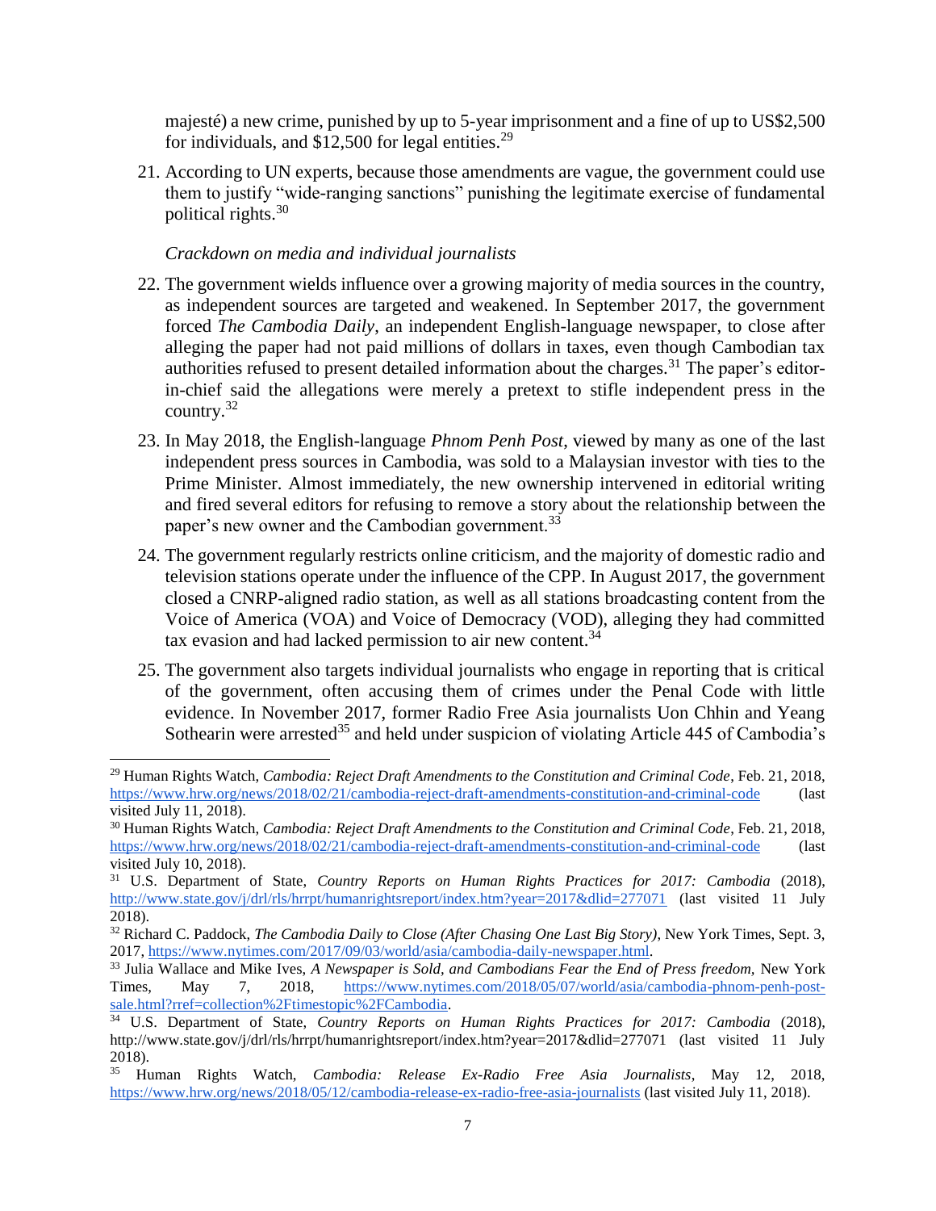majesté) a new crime, punished by up to 5-year imprisonment and a fine of up to US$2,500 for individuals, and $12,500 for legal entities.[29]

21. According to UN experts, because those amendments are vague, the government could use them to justify "wide-ranging sanctions" punishing the legitimate exercise of fundamental political rights.[30]

*Crackdown on media and individual journalists*

22. The government wields influence over a growing majority of media sources in the country, as independent sources are targeted and weakened. In September 2017, the government forced *The Cambodia Daily*, an independent English-language newspaper, to close after alleging the paper had not paid millions of dollars in taxes, even though Cambodian tax authorities refused to present detailed information about the charges.[31] The paper's editor-in-chief said the allegations were merely a pretext to stifle independent press in the country.[32]

23. In May 2018, the English-language *Phnom Penh Post*, viewed by many as one of the last independent press sources in Cambodia, was sold to a Malaysian investor with ties to the Prime Minister. Almost immediately, the new ownership intervened in editorial writing and fired several editors for refusing to remove a story about the relationship between the paper's new owner and the Cambodian government.[33]

24. The government regularly restricts online criticism, and the majority of domestic radio and television stations operate under the influence of the CPP. In August 2017, the government closed a CNRP-aligned radio station, as well as all stations broadcasting content from the Voice of America (VOA) and Voice of Democracy (VOD), alleging they had committed tax evasion and had lacked permission to air new content.[34]

25. The government also targets individual journalists who engage in reporting that is critical of the government, often accusing them of crimes under the Penal Code with little evidence. In November 2017, former Radio Free Asia journalists Uon Chhin and Yeang Sothearin were arrested[35] and held under suspicion of violating Article 445 of Cambodia's

---

[29] Human Rights Watch, *Cambodia: Reject Draft Amendments to the Constitution and Criminal Code*, Feb. 21, 2018, https://www.hrw.org/news/2018/02/21/cambodia-reject-draft-amendments-constitution-and-criminal-code (last visited July 11, 2018).

[30] Human Rights Watch, *Cambodia: Reject Draft Amendments to the Constitution and Criminal Code,* Feb. 21, 2018, https://www.hrw.org/news/2018/02/21/cambodia-reject-draft-amendments-constitution-and-criminal-code (last visited July 10, 2018).

[31] U.S. Department of State, *Country Reports on Human Rights Practices for 2017: Cambodia* (2018), http://www.state.gov/j/drl/rls/hrrpt/humanrightsreport/index.htm?year=2017&dlid=277071 (last visited 11 July 2018).

[32] Richard C. Paddock, *The Cambodia Daily to Close (After Chasing One Last Big Story)*, New York Times, Sept. 3, 2017, https://www.nytimes.com/2017/09/03/world/asia/cambodia-daily-newspaper.html.

[33] Julia Wallace and Mike Ives, *A Newspaper is Sold, and Cambodians Fear the End of Press freedom,* New York Times, May 7, 2018, https://www.nytimes.com/2018/05/07/world/asia/cambodia-phnom-penh-post-sale.html?rref=collection%2Ftimestopic%2FCambodia.

[34] U.S. Department of State, *Country Reports on Human Rights Practices for 2017: Cambodia* (2018), http://www.state.gov/j/drl/rls/hrrpt/humanrightsreport/index.htm?year=2017&dlid=277071 (last visited 11 July 2018).

[35] Human Rights Watch, *Cambodia: Release Ex-Radio Free Asia Journalists*, May 12, 2018, https://www.hrw.org/news/2018/05/12/cambodia-release-ex-radio-free-asia-journalists (last visited July 11, 2018).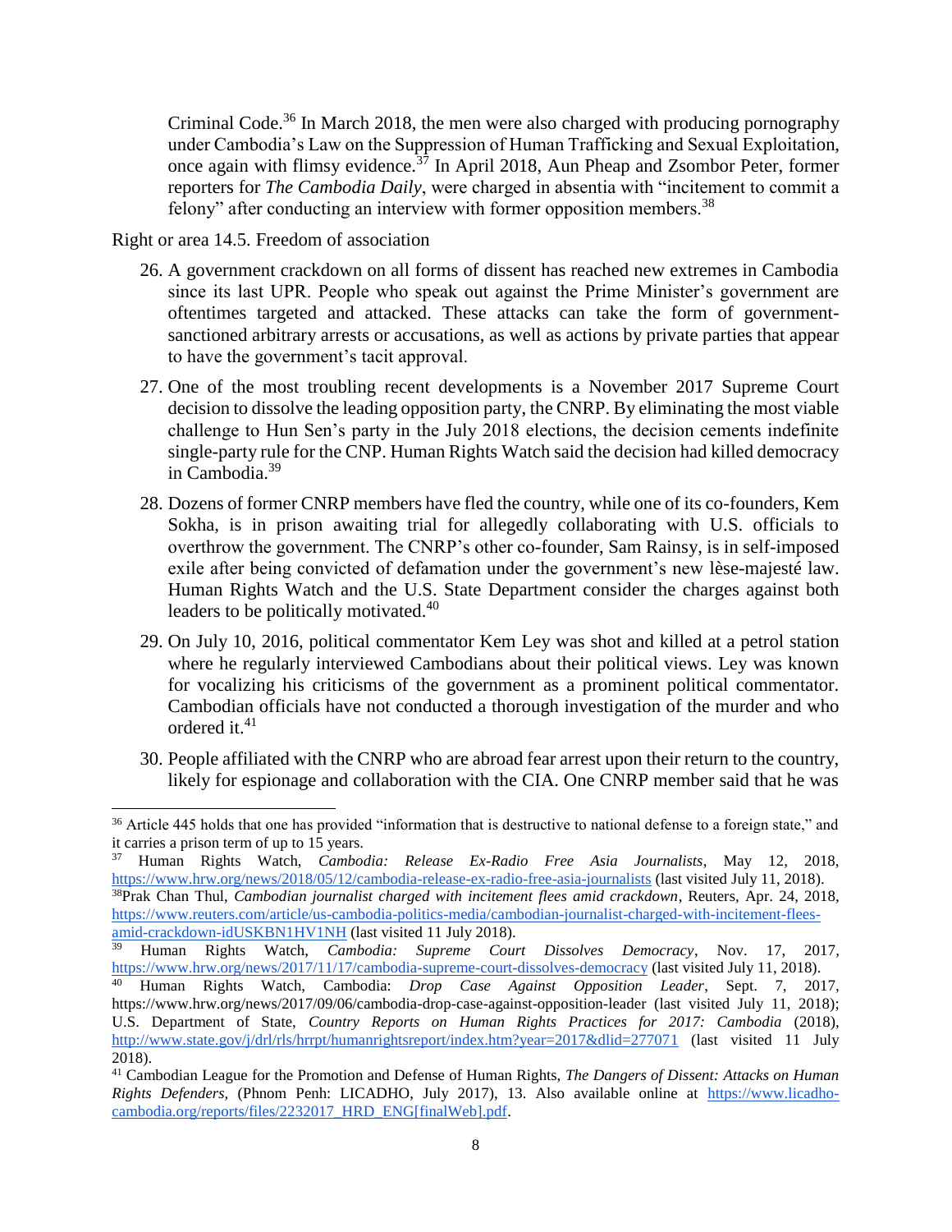Criminal Code.[36] In March 2018, the men were also charged with producing pornography under Cambodia's Law on the Suppression of Human Trafficking and Sexual Exploitation, once again with flimsy evidence.[37] In April 2018, Aun Pheap and Zsombor Peter, former reporters for *The Cambodia Daily*, were charged in absentia with "incitement to commit a felony" after conducting an interview with former opposition members.[38]

Right or area 14.5. Freedom of association

26. A government crackdown on all forms of dissent has reached new extremes in Cambodia since its last UPR. People who speak out against the Prime Minister's government are oftentimes targeted and attacked. These attacks can take the form of government-sanctioned arbitrary arrests or accusations, as well as actions by private parties that appear to have the government's tacit approval.

27. One of the most troubling recent developments is a November 2017 Supreme Court decision to dissolve the leading opposition party, the CNRP. By eliminating the most viable challenge to Hun Sen's party in the July 2018 elections, the decision cements indefinite single-party rule for the CNP. Human Rights Watch said the decision had killed democracy in Cambodia.[39]

28. Dozens of former CNRP members have fled the country, while one of its co-founders, Kem Sokha, is in prison awaiting trial for allegedly collaborating with U.S. officials to overthrow the government. The CNRP's other co-founder, Sam Rainsy, is in self-imposed exile after being convicted of defamation under the government's new lèse-majesté law. Human Rights Watch and the U.S. State Department consider the charges against both leaders to be politically motivated.[40]

29. On July 10, 2016, political commentator Kem Ley was shot and killed at a petrol station where he regularly interviewed Cambodians about their political views. Ley was known for vocalizing his criticisms of the government as a prominent political commentator. Cambodian officials have not conducted a thorough investigation of the murder and who ordered it.[41]

30. People affiliated with the CNRP who are abroad fear arrest upon their return to the country, likely for espionage and collaboration with the CIA. One CNRP member said that he was

---

[36] Article 445 holds that one has provided "information that is destructive to national defense to a foreign state," and it carries a prison term of up to 15 years.

[37] Human Rights Watch, *Cambodia: Release Ex-Radio Free Asia Journalists*, May 12, 2018, https://www.hrw.org/news/2018/05/12/cambodia-release-ex-radio-free-asia-journalists (last visited July 11, 2018).

[38] Prak Chan Thul, *Cambodian journalist charged with incitement flees amid crackdown*, Reuters, Apr. 24, 2018, https://www.reuters.com/article/us-cambodia-politics-media/cambodian-journalist-charged-with-incitement-flees-amid-crackdown-idUSKBN1HV1NH (last visited 11 July 2018).

[39] Human Rights Watch, *Cambodia: Supreme Court Dissolves Democracy*, Nov. 17, 2017, https://www.hrw.org/news/2017/11/17/cambodia-supreme-court-dissolves-democracy (last visited July 11, 2018).

[40] Human Rights Watch, Cambodia: *Drop Case Against Opposition Leader*, Sept. 7, 2017, https://www.hrw.org/news/2017/09/06/cambodia-drop-case-against-opposition-leader (last visited July 11, 2018); U.S. Department of State, *Country Reports on Human Rights Practices for 2017: Cambodia* (2018), http://www.state.gov/j/drl/rls/hrrpt/humanrightsreport/index.htm?year=2017&dlid=277071 (last visited 11 July 2018).

[41] Cambodian League for the Promotion and Defense of Human Rights, *The Dangers of Dissent: Attacks on Human Rights Defenders,* (Phnom Penh: LICADHO, July 2017), 13. Also available online at https://www.licadho-cambodia.org/reports/files/2232017_HRD_ENG[finalWeb].pdf.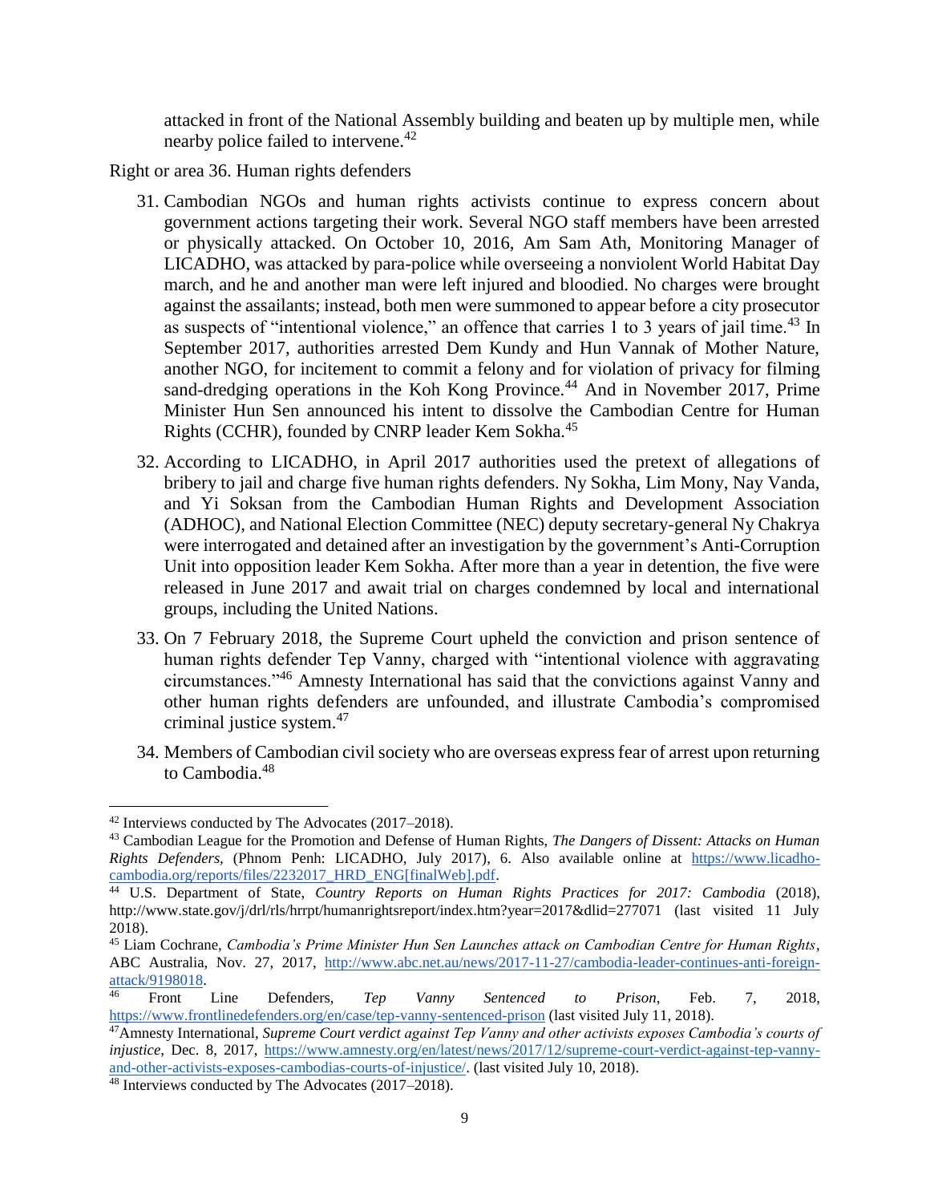attacked in front of the National Assembly building and beaten up by multiple men, while nearby police failed to intervene.[42]

Right or area 36. Human rights defenders

31. Cambodian NGOs and human rights activists continue to express concern about government actions targeting their work. Several NGO staff members have been arrested or physically attacked. On October 10, 2016, Am Sam Ath, Monitoring Manager of LICADHO, was attacked by para-police while overseeing a nonviolent World Habitat Day march, and he and another man were left injured and bloodied. No charges were brought against the assailants; instead, both men were summoned to appear before a city prosecutor as suspects of "intentional violence," an offence that carries 1 to 3 years of jail time.[43] In September 2017, authorities arrested Dem Kundy and Hun Vannak of Mother Nature, another NGO, for incitement to commit a felony and for violation of privacy for filming sand-dredging operations in the Koh Kong Province.[44] And in November 2017, Prime Minister Hun Sen announced his intent to dissolve the Cambodian Centre for Human Rights (CCHR), founded by CNRP leader Kem Sokha.[45]

32. According to LICADHO, in April 2017 authorities used the pretext of allegations of bribery to jail and charge five human rights defenders. Ny Sokha, Lim Mony, Nay Vanda, and Yi Soksan from the Cambodian Human Rights and Development Association (ADHOC), and National Election Committee (NEC) deputy secretary-general Ny Chakrya were interrogated and detained after an investigation by the government's Anti-Corruption Unit into opposition leader Kem Sokha. After more than a year in detention, the five were released in June 2017 and await trial on charges condemned by local and international groups, including the United Nations.

33. On 7 February 2018, the Supreme Court upheld the conviction and prison sentence of human rights defender Tep Vanny, charged with "intentional violence with aggravating circumstances."[46] Amnesty International has said that the convictions against Vanny and other human rights defenders are unfounded, and illustrate Cambodia's compromised criminal justice system.[47]

34. Members of Cambodian civil society who are overseas express fear of arrest upon returning to Cambodia.[48]

---

[42] Interviews conducted by The Advocates (2017–2018).

[43] Cambodian League for the Promotion and Defense of Human Rights, *The Dangers of Dissent: Attacks on Human Rights Defenders,* (Phnom Penh: LICADHO, July 2017), 6. Also available online at https://www.licadho-cambodia.org/reports/files/2232017_HRD_ENG[finalWeb].pdf.

[44] U.S. Department of State, *Country Reports on Human Rights Practices for 2017: Cambodia* (2018), http://www.state.gov/j/drl/rls/hrrpt/humanrightsreport/index.htm?year=2017&dlid=277071 (last visited 11 July 2018).

[45] Liam Cochrane, *Cambodia's Prime Minister Hun Sen Launches attack on Cambodian Centre for Human Rights*, ABC Australia, Nov. 27, 2017, http://www.abc.net.au/news/2017-11-27/cambodia-leader-continues-anti-foreign-attack/9198018.

[46] Front Line Defenders, *Tep Vanny Sentenced to Prison*, Feb. 7, 2018, https://www.frontlinedefenders.org/en/case/tep-vanny-sentenced-prison (last visited July 11, 2018).

[47] Amnesty International, *Supreme Court verdict against Tep Vanny and other activists exposes Cambodia's courts of injustice*, Dec. 8, 2017, https://www.amnesty.org/en/latest/news/2017/12/supreme-court-verdict-against-tep-vanny-and-other-activists-exposes-cambodias-courts-of-injustice/. (last visited July 10, 2018).

[48] Interviews conducted by The Advocates (2017–2018).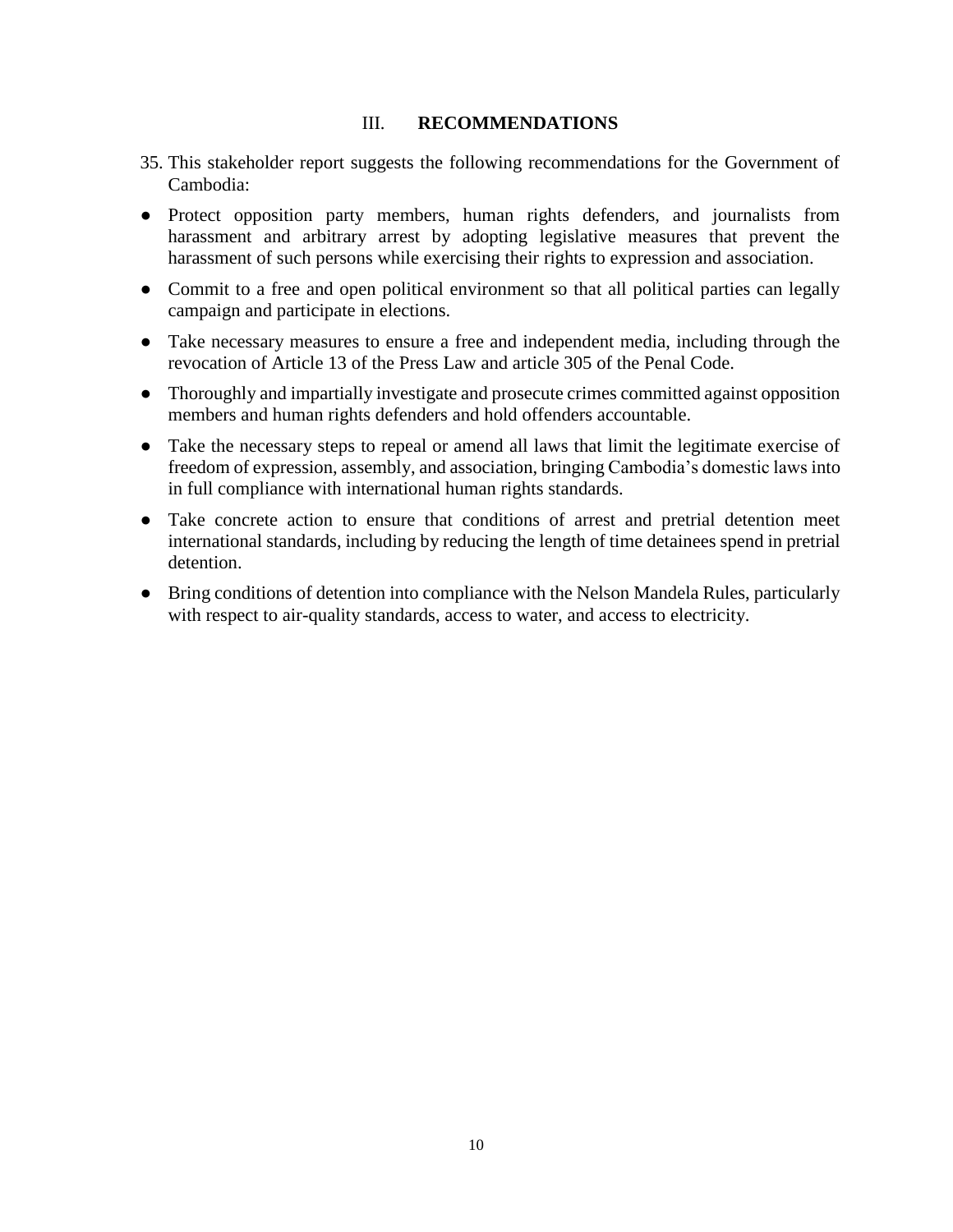## III. RECOMMENDATIONS

35. This stakeholder report suggests the following recommendations for the Government of Cambodia:

- Protect opposition party members, human rights defenders, and journalists from harassment and arbitrary arrest by adopting legislative measures that prevent the harassment of such persons while exercising their rights to expression and association.
- Commit to a free and open political environment so that all political parties can legally campaign and participate in elections.
- Take necessary measures to ensure a free and independent media, including through the revocation of Article 13 of the Press Law and article 305 of the Penal Code.
- Thoroughly and impartially investigate and prosecute crimes committed against opposition members and human rights defenders and hold offenders accountable.
- Take the necessary steps to repeal or amend all laws that limit the legitimate exercise of freedom of expression, assembly, and association, bringing Cambodia's domestic laws into in full compliance with international human rights standards.
- Take concrete action to ensure that conditions of arrest and pretrial detention meet international standards, including by reducing the length of time detainees spend in pretrial detention.
- Bring conditions of detention into compliance with the Nelson Mandela Rules, particularly with respect to air-quality standards, access to water, and access to electricity.